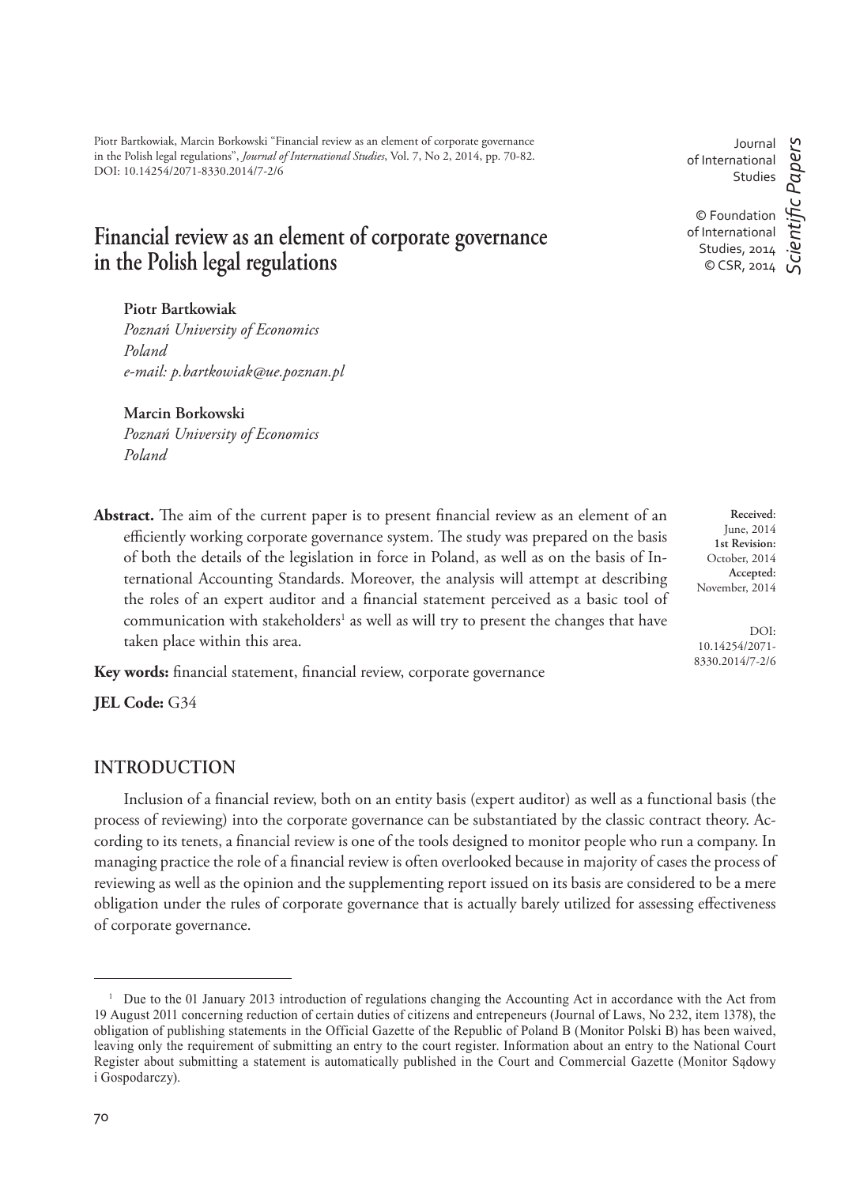Piotr Bartkowiak, Marcin Borkowski "Financial review as an element of corporate governance in the Polish legal regulations", *Journal of International Studies*, Vol. 7, No 2, 2014, pp. 70-82. DOI: 10.14254/2071-8330.2014/7-2/6

Journal of International Studies

© Foundation of International Studies, 2014
© CSR, 2014

*Scientific Papers*

# Financial review as an element of corporate governance in the Polish legal regulations

**Piotr Bartkowiak**
*Poznań University of Economics*
*Poland*
*e-mail: p.bartkowiak@ue.poznan.pl*

**Marcin Borkowski**
*Poznań University of Economics*
*Poland*

**Received**: June, 2014
**1st Revision:** October, 2014
**Accepted:** November, 2014

DOI: 10.14254/2071-8330.2014/7-2/6

**Abstract.** The aim of the current paper is to present financial review as an element of an efficiently working corporate governance system. The study was prepared on the basis of both the details of the legislation in force in Poland, as well as on the basis of International Accounting Standards. Moreover, the analysis will attempt at describing the roles of an expert auditor and a financial statement perceived as a basic tool of communication with stakeholders[1] as well as will try to present the changes that have taken place within this area.

**Key words:** financial statement, financial review, corporate governance

**JEL Code:** G34

## INTRODUCTION

Inclusion of a financial review, both on an entity basis (expert auditor) as well as a functional basis (the process of reviewing) into the corporate governance can be substantiated by the classic contract theory. According to its tenets, a financial review is one of the tools designed to monitor people who run a company. In managing practice the role of a financial review is often overlooked because in majority of cases the process of reviewing as well as the opinion and the supplementing report issued on its basis are considered to be a mere obligation under the rules of corporate governance that is actually barely utilized for assessing effectiveness of corporate governance.

[1] Due to the 01 January 2013 introduction of regulations changing the Accounting Act in accordance with the Act from 19 August 2011 concerning reduction of certain duties of citizens and entrepeneurs (Journal of Laws, No 232, item 1378), the obligation of publishing statements in the Official Gazette of the Republic of Poland B (Monitor Polski B) has been waived, leaving only the requirement of submitting an entry to the court register. Information about an entry to the National Court Register about submitting a statement is automatically published in the Court and Commercial Gazette (Monitor Sądowy i Gospodarczy).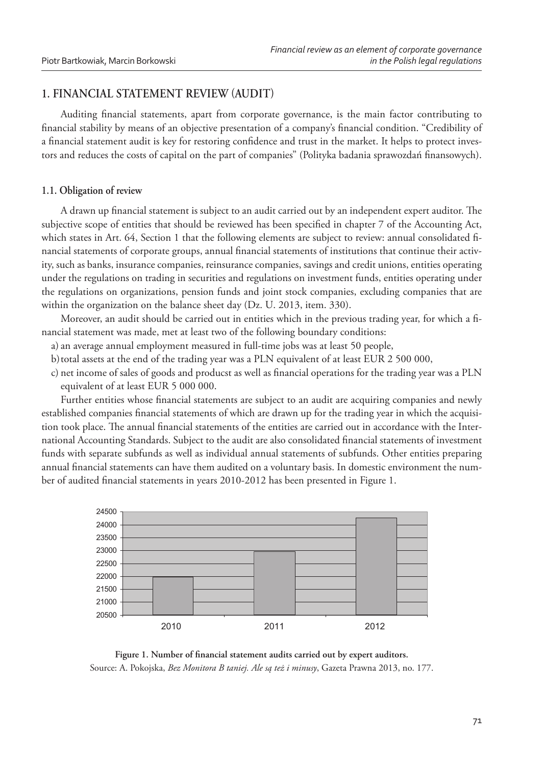## 1. FINANCIAL STATEMENT REVIEW (AUDIT)

Auditing financial statements, apart from corporate governance, is the main factor contributing to financial stability by means of an objective presentation of a company's financial condition. "Credibility of a financial statement audit is key for restoring confidence and trust in the market. It helps to protect investors and reduces the costs of capital on the part of companies" (Polityka badania sprawozdań finansowych).

### 1.1. Obligation of review

A drawn up financial statement is subject to an audit carried out by an independent expert auditor. The subjective scope of entities that should be reviewed has been specified in chapter 7 of the Accounting Act, which states in Art. 64, Section 1 that the following elements are subject to review: annual consolidated financial statements of corporate groups, annual financial statements of institutions that continue their activity, such as banks, insurance companies, reinsurance companies, savings and credit unions, entities operating under the regulations on trading in securities and regulations on investment funds, entities operating under the regulations on organizations, pension funds and joint stock companies, excluding companies that are within the organization on the balance sheet day (Dz. U. 2013, item. 330).

Moreover, an audit should be carried out in entities which in the previous trading year, for which a financial statement was made, met at least two of the following boundary conditions:

a) an average annual employment measured in full-time jobs was at least 50 people,
b) total assets at the end of the trading year was a PLN equivalent of at least EUR 2 500 000,
c) net income of sales of goods and producst as well as financial operations for the trading year was a PLN equivalent of at least EUR 5 000 000.

Further entities whose financial statements are subject to an audit are acquiring companies and newly established companies financial statements of which are drawn up for the trading year in which the acquisition took place. The annual financial statements of the entities are carried out in accordance with the International Accounting Standards. Subject to the audit are also consolidated financial statements of investment funds with separate subfunds as well as individual annual statements of subfunds. Other entities preparing annual financial statements can have them audited on a voluntary basis. In domestic environment the number of audited financial statements in years 2010-2012 has been presented in Figure 1.

**Figure 1. Number of financial statement audits carried out by expert auditors.**
Source: A. Pokojska, *Bez Monitora B taniej. Ale są też i minusy*, Gazeta Prawna 2013, no. 177.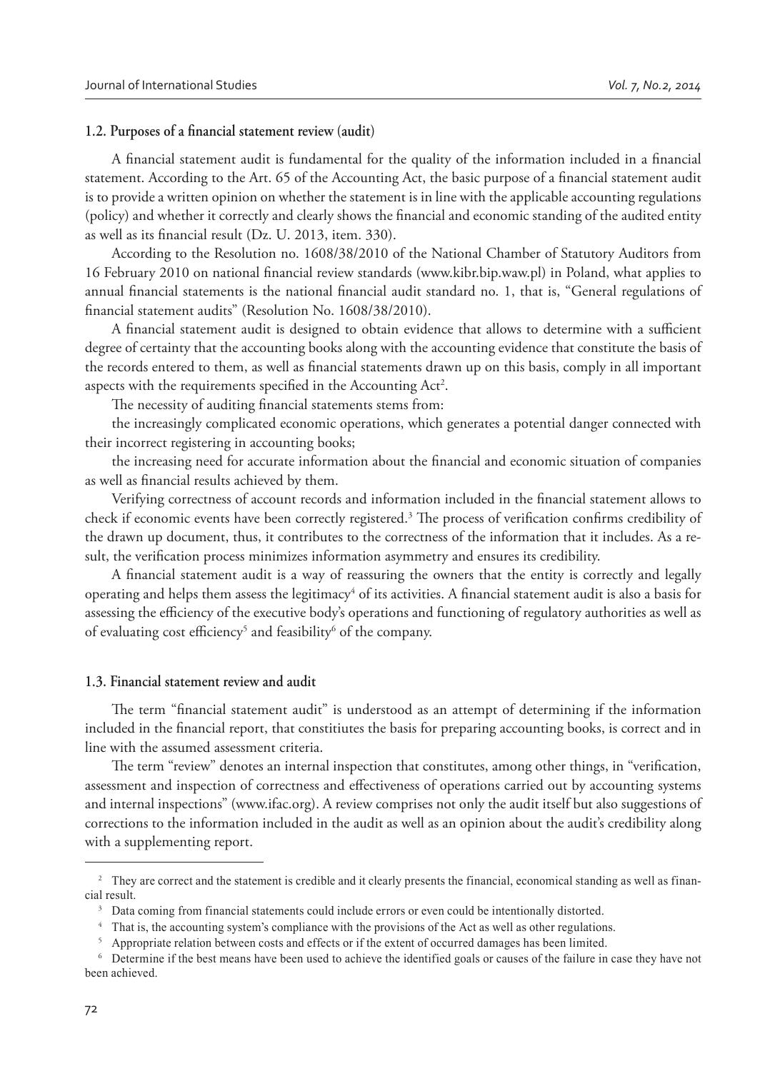### 1.2. Purposes of a financial statement review (audit)

A financial statement audit is fundamental for the quality of the information included in a financial statement. According to the Art. 65 of the Accounting Act, the basic purpose of a financial statement audit is to provide a written opinion on whether the statement is in line with the applicable accounting regulations (policy) and whether it correctly and clearly shows the financial and economic standing of the audited entity as well as its financial result (Dz. U. 2013, item. 330).

According to the Resolution no. 1608/38/2010 of the National Chamber of Statutory Auditors from 16 February 2010 on national financial review standards (www.kibr.bip.waw.pl) in Poland, what applies to annual financial statements is the national financial audit standard no. 1, that is, "General regulations of financial statement audits" (Resolution No. 1608/38/2010).

A financial statement audit is designed to obtain evidence that allows to determine with a sufficient degree of certainty that the accounting books along with the accounting evidence that constitute the basis of the records entered to them, as well as financial statements drawn up on this basis, comply in all important aspects with the requirements specified in the Accounting Act[2].

The necessity of auditing financial statements stems from:

the increasingly complicated economic operations, which generates a potential danger connected with their incorrect registering in accounting books;

the increasing need for accurate information about the financial and economic situation of companies as well as financial results achieved by them.

Verifying correctness of account records and information included in the financial statement allows to check if economic events have been correctly registered.[3] The process of verification confirms credibility of the drawn up document, thus, it contributes to the correctness of the information that it includes. As a result, the verification process minimizes information asymmetry and ensures its credibility.

A financial statement audit is a way of reassuring the owners that the entity is correctly and legally operating and helps them assess the legitimacy[4] of its activities. A financial statement audit is also a basis for assessing the efficiency of the executive body's operations and functioning of regulatory authorities as well as of evaluating cost efficiency[5] and feasibility[6] of the company.

### 1.3. Financial statement review and audit

The term "financial statement audit" is understood as an attempt of determining if the information included in the financial report, that constitiutes the basis for preparing accounting books, is correct and in line with the assumed assessment criteria.

The term "review" denotes an internal inspection that constitutes, among other things, in "verification, assessment and inspection of correctness and effectiveness of operations carried out by accounting systems and internal inspections" (www.ifac.org). A review comprises not only the audit itself but also suggestions of corrections to the information included in the audit as well as an opinion about the audit's credibility along with a supplementing report.

---

[2] They are correct and the statement is credible and it clearly presents the financial, economical standing as well as financial result.

[3] Data coming from financial statements could include errors or even could be intentionally distorted.

[4] That is, the accounting system's compliance with the provisions of the Act as well as other regulations.

[5] Appropriate relation between costs and effects or if the extent of occurred damages has been limited.

[6] Determine if the best means have been used to achieve the identified goals or causes of the failure in case they have not been achieved.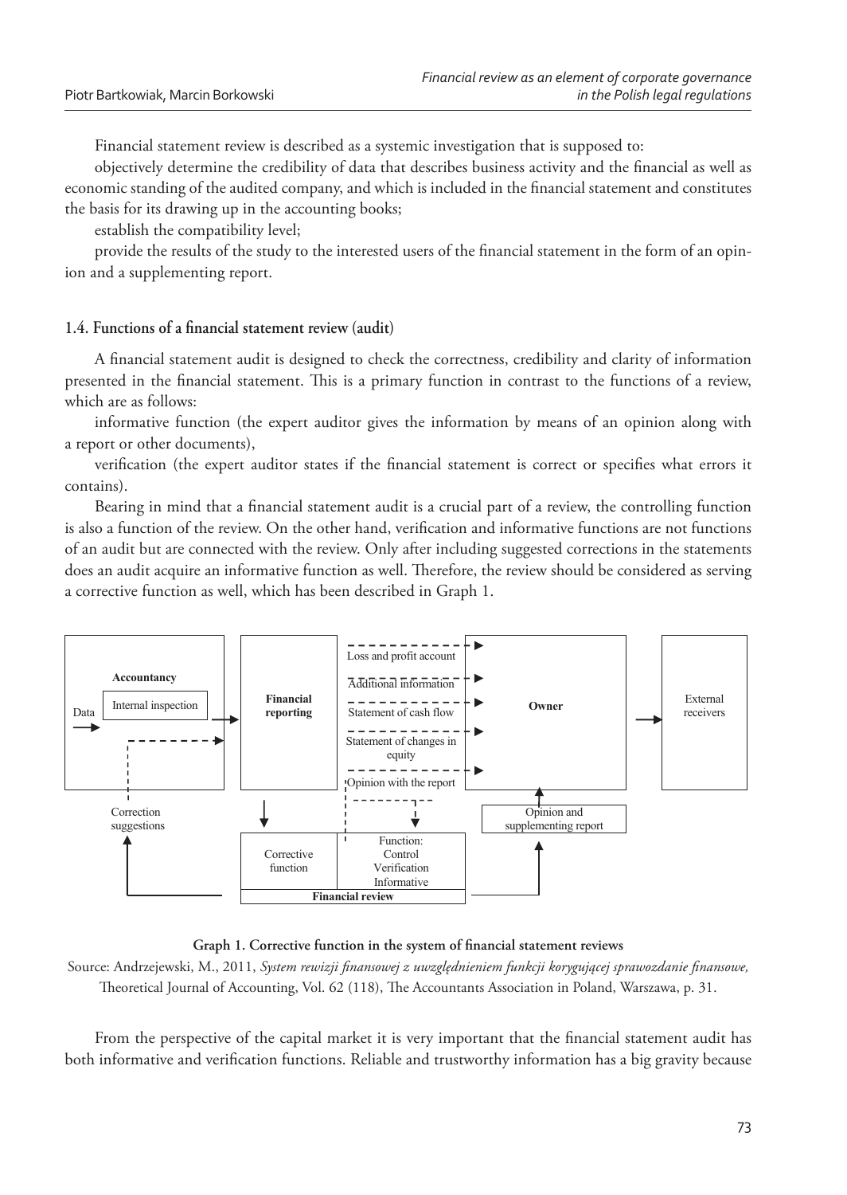Financial statement review is described as a systemic investigation that is supposed to:

objectively determine the credibility of data that describes business activity and the financial as well as economic standing of the audited company, and which is included in the financial statement and constitutes the basis for its drawing up in the accounting books;

establish the compatibility level;

provide the results of the study to the interested users of the financial statement in the form of an opinion and a supplementing report.

### 1.4. Functions of a financial statement review (audit)

A financial statement audit is designed to check the correctness, credibility and clarity of information presented in the financial statement. This is a primary function in contrast to the functions of a review, which are as follows:

informative function (the expert auditor gives the information by means of an opinion along with a report or other documents),

verification (the expert auditor states if the financial statement is correct or specifies what errors it contains).

Bearing in mind that a financial statement audit is a crucial part of a review, the controlling function is also a function of the review. On the other hand, verification and informative functions are not functions of an audit but are connected with the review. Only after including suggested corrections in the statements does an audit acquire an informative function as well. Therefore, the review should be considered as serving a corrective function as well, which has been described in Graph 1.

Data → Accountancy (Internal inspection) → Financial reporting → Owner → External receivers

Loss and profit account; Additional information; Statement of cash flow; Statement of changes in equity; Opinion with the report

Correction suggestions; Corrective function; Function: Control, Verification, Informative; Financial review; Opinion and supplementing report

**Graph 1. Corrective function in the system of financial statement reviews**

Source: Andrzejewski, M., 2011, *System rewizji finansowej z uwzględnieniem funkcji korygującej sprawozdanie finansowe,* Theoretical Journal of Accounting, Vol. 62 (118), The Accountants Association in Poland, Warszawa, p. 31.

From the perspective of the capital market it is very important that the financial statement audit has both informative and verification functions. Reliable and trustworthy information has a big gravity because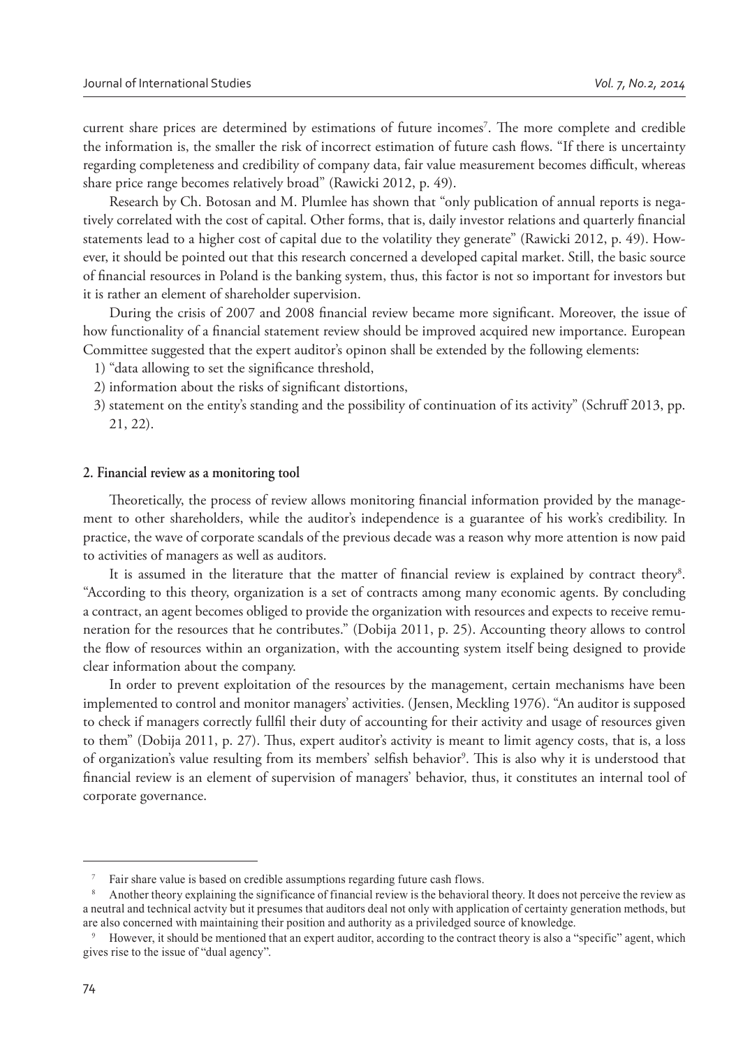current share prices are determined by estimations of future incomes[7]. The more complete and credible the information is, the smaller the risk of incorrect estimation of future cash flows. "If there is uncertainty regarding completeness and credibility of company data, fair value measurement becomes difficult, whereas share price range becomes relatively broad" (Rawicki 2012, p. 49).

Research by Ch. Botosan and M. Plumlee has shown that "only publication of annual reports is negatively correlated with the cost of capital. Other forms, that is, daily investor relations and quarterly financial statements lead to a higher cost of capital due to the volatility they generate" (Rawicki 2012, p. 49). However, it should be pointed out that this research concerned a developed capital market. Still, the basic source of financial resources in Poland is the banking system, thus, this factor is not so important for investors but it is rather an element of shareholder supervision.

During the crisis of 2007 and 2008 financial review became more significant. Moreover, the issue of how functionality of a financial statement review should be improved acquired new importance. European Committee suggested that the expert auditor's opinon shall be extended by the following elements:

1) "data allowing to set the significance threshold,
2) information about the risks of significant distortions,
3) statement on the entity's standing and the possibility of continuation of its activity" (Schruff 2013, pp. 21, 22).

## 2. Financial review as a monitoring tool

Theoretically, the process of review allows monitoring financial information provided by the management to other shareholders, while the auditor's independence is a guarantee of his work's credibility. In practice, the wave of corporate scandals of the previous decade was a reason why more attention is now paid to activities of managers as well as auditors.

It is assumed in the literature that the matter of financial review is explained by contract theory[8]. "According to this theory, organization is a set of contracts among many economic agents. By concluding a contract, an agent becomes obliged to provide the organization with resources and expects to receive remuneration for the resources that he contributes." (Dobija 2011, p. 25). Accounting theory allows to control the flow of resources within an organization, with the accounting system itself being designed to provide clear information about the company.

In order to prevent exploitation of the resources by the management, certain mechanisms have been implemented to control and monitor managers' activities. (Jensen, Meckling 1976). "An auditor is supposed to check if managers correctly fullfil their duty of accounting for their activity and usage of resources given to them" (Dobija 2011, p. 27). Thus, expert auditor's activity is meant to limit agency costs, that is, a loss of organization's value resulting from its members' selfish behavior[9]. This is also why it is understood that financial review is an element of supervision of managers' behavior, thus, it constitutes an internal tool of corporate governance.

---

[7] Fair share value is based on credible assumptions regarding future cash flows.

[8] Another theory explaining the significance of financial review is the behavioral theory. It does not perceive the review as a neutral and technical actvity but it presumes that auditors deal not only with application of certainty generation methods, but are also concerned with maintaining their position and authority as a priviledged source of knowledge.

[9] However, it should be mentioned that an expert auditor, according to the contract theory is also a "specific" agent, which gives rise to the issue of "dual agency".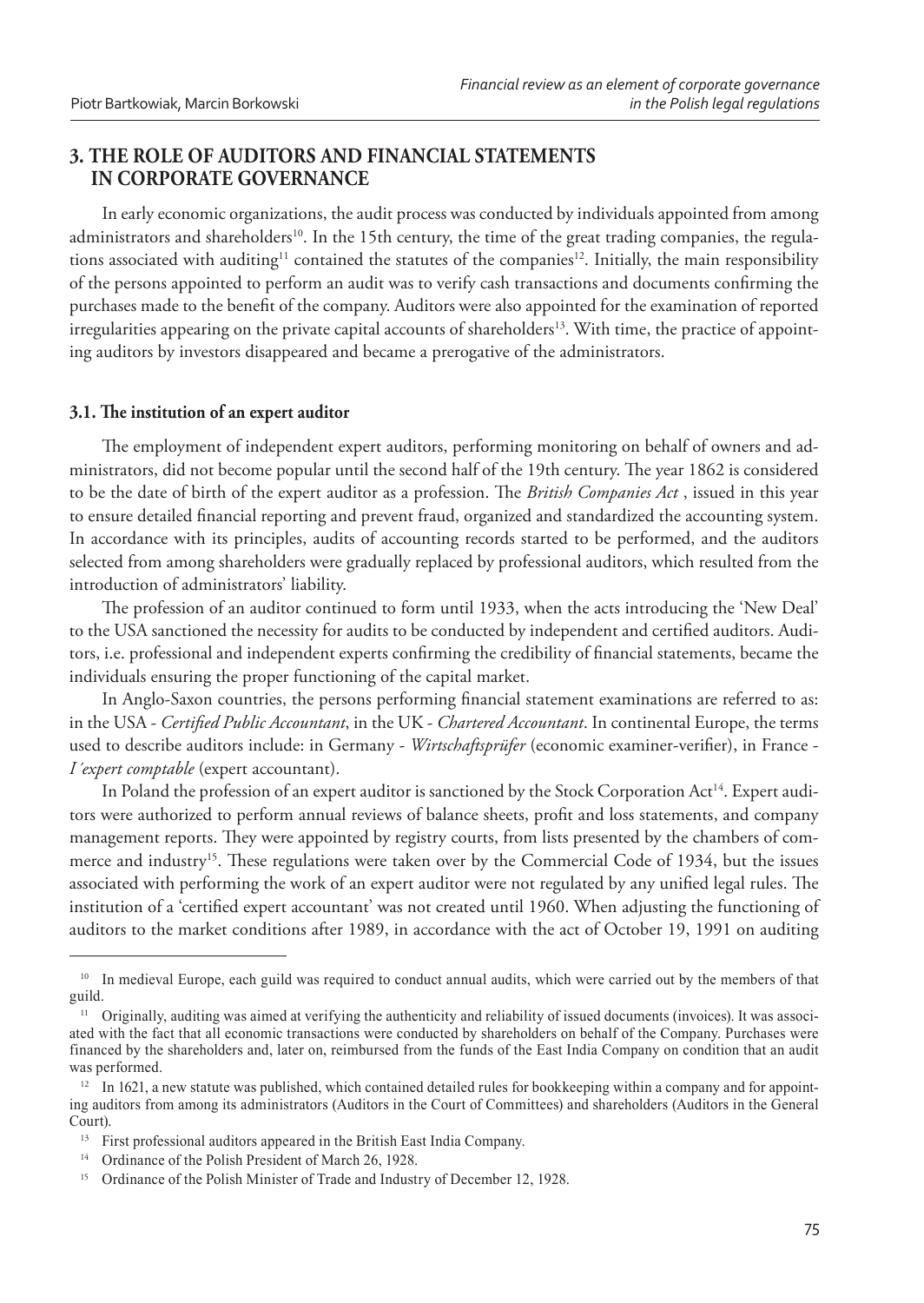## 3. THE ROLE OF AUDITORS AND FINANCIAL STATEMENTS IN CORPORATE GOVERNANCE

In early economic organizations, the audit process was conducted by individuals appointed from among administrators and shareholders[10]. In the 15th century, the time of the great trading companies, the regulations associated with auditing[11] contained the statutes of the companies[12]. Initially, the main responsibility of the persons appointed to perform an audit was to verify cash transactions and documents confirming the purchases made to the benefit of the company. Auditors were also appointed for the examination of reported irregularities appearing on the private capital accounts of shareholders[13]. With time, the practice of appointing auditors by investors disappeared and became a prerogative of the administrators.

### 3.1. The institution of an expert auditor

The employment of independent expert auditors, performing monitoring on behalf of owners and administrators, did not become popular until the second half of the 19th century. The year 1862 is considered to be the date of birth of the expert auditor as a profession. The *British Companies Act* , issued in this year to ensure detailed financial reporting and prevent fraud, organized and standardized the accounting system. In accordance with its principles, audits of accounting records started to be performed, and the auditors selected from among shareholders were gradually replaced by professional auditors, which resulted from the introduction of administrators' liability.

The profession of an auditor continued to form until 1933, when the acts introducing the 'New Deal' to the USA sanctioned the necessity for audits to be conducted by independent and certified auditors. Auditors, i.e. professional and independent experts confirming the credibility of financial statements, became the individuals ensuring the proper functioning of the capital market.

In Anglo-Saxon countries, the persons performing financial statement examinations are referred to as: in the USA - *Certified Public Accountant*, in the UK - *Chartered Accountant*. In continental Europe, the terms used to describe auditors include: in Germany - *Wirtschafsprüfer* (economic examiner-verifier), in France - *I´expert comptable* (expert accountant).

In Poland the profession of an expert auditor is sanctioned by the Stock Corporation Act[14]. Expert auditors were authorized to perform annual reviews of balance sheets, profit and loss statements, and company management reports. They were appointed by registry courts, from lists presented by the chambers of commerce and industry[15]. These regulations were taken over by the Commercial Code of 1934, but the issues associated with performing the work of an expert auditor were not regulated by any unified legal rules. The institution of a 'certified expert accountant' was not created until 1960. When adjusting the functioning of auditors to the market conditions after 1989, in accordance with the act of October 19, 1991 on auditing

---

[10] In medieval Europe, each guild was required to conduct annual audits, which were carried out by the members of that guild.

[11] Originally, auditing was aimed at verifying the authenticity and reliability of issued documents (invoices). It was associated with the fact that all economic transactions were conducted by shareholders on behalf of the Company. Purchases were financed by the shareholders and, later on, reimbursed from the funds of the East India Company on condition that an audit was performed.

[12] In 1621, a new statute was published, which contained detailed rules for bookkeeping within a company and for appointing auditors from among its administrators (Auditors in the Court of Committees) and shareholders (Auditors in the General Court).

[13] First professional auditors appeared in the British East India Company.

[14] Ordinance of the Polish President of March 26, 1928.

[15] Ordinance of the Polish Minister of Trade and Industry of December 12, 1928.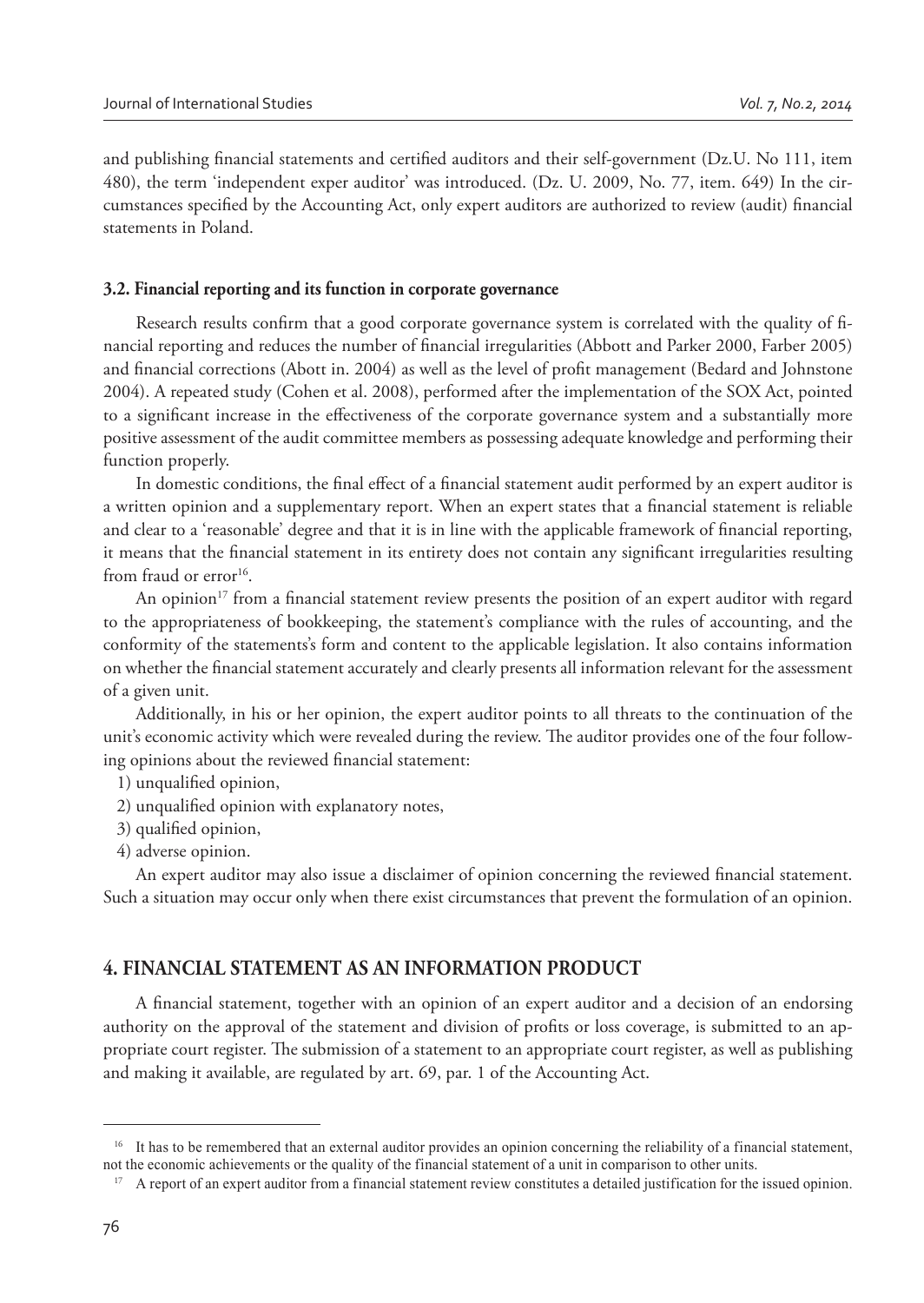and publishing financial statements and certified auditors and their self-government (Dz.U. No 111, item 480), the term 'independent exper auditor' was introduced. (Dz. U. 2009, No. 77, item. 649) In the circumstances specified by the Accounting Act, only expert auditors are authorized to review (audit) financial statements in Poland.

### 3.2. Financial reporting and its function in corporate governance

Research results confirm that a good corporate governance system is correlated with the quality of financial reporting and reduces the number of financial irregularities (Abbott and Parker 2000, Farber 2005) and financial corrections (Abott in. 2004) as well as the level of profit management (Bedard and Johnstone 2004). A repeated study (Cohen et al. 2008), performed after the implementation of the SOX Act, pointed to a significant increase in the effectiveness of the corporate governance system and a substantially more positive assessment of the audit committee members as possessing adequate knowledge and performing their function properly.

In domestic conditions, the final effect of a financial statement audit performed by an expert auditor is a written opinion and a supplementary report. When an expert states that a financial statement is reliable and clear to a 'reasonable' degree and that it is in line with the applicable framework of financial reporting, it means that the financial statement in its entirety does not contain any significant irregularities resulting from fraud or error[16].

An opinion[17] from a financial statement review presents the position of an expert auditor with regard to the appropriateness of bookkeeping, the statement's compliance with the rules of accounting, and the conformity of the statements's form and content to the applicable legislation. It also contains information on whether the financial statement accurately and clearly presents all information relevant for the assessment of a given unit.

Additionally, in his or her opinion, the expert auditor points to all threats to the continuation of the unit's economic activity which were revealed during the review. The auditor provides one of the four following opinions about the reviewed financial statement:

1) unqualified opinion,
2) unqualified opinion with explanatory notes,
3) qualified opinion,
4) adverse opinion.

An expert auditor may also issue a disclaimer of opinion concerning the reviewed financial statement. Such a situation may occur only when there exist circumstances that prevent the formulation of an opinion.

## 4. FINANCIAL STATEMENT AS AN INFORMATION PRODUCT

A financial statement, together with an opinion of an expert auditor and a decision of an endorsing authority on the approval of the statement and division of profits or loss coverage, is submitted to an appropriate court register. The submission of a statement to an appropriate court register, as well as publishing and making it available, are regulated by art. 69, par. 1 of the Accounting Act.

[16] It has to be remembered that an external auditor provides an opinion concerning the reliability of a financial statement, not the economic achievements or the quality of the financial statement of a unit in comparison to other units.

[17] A report of an expert auditor from a financial statement review constitutes a detailed justification for the issued opinion.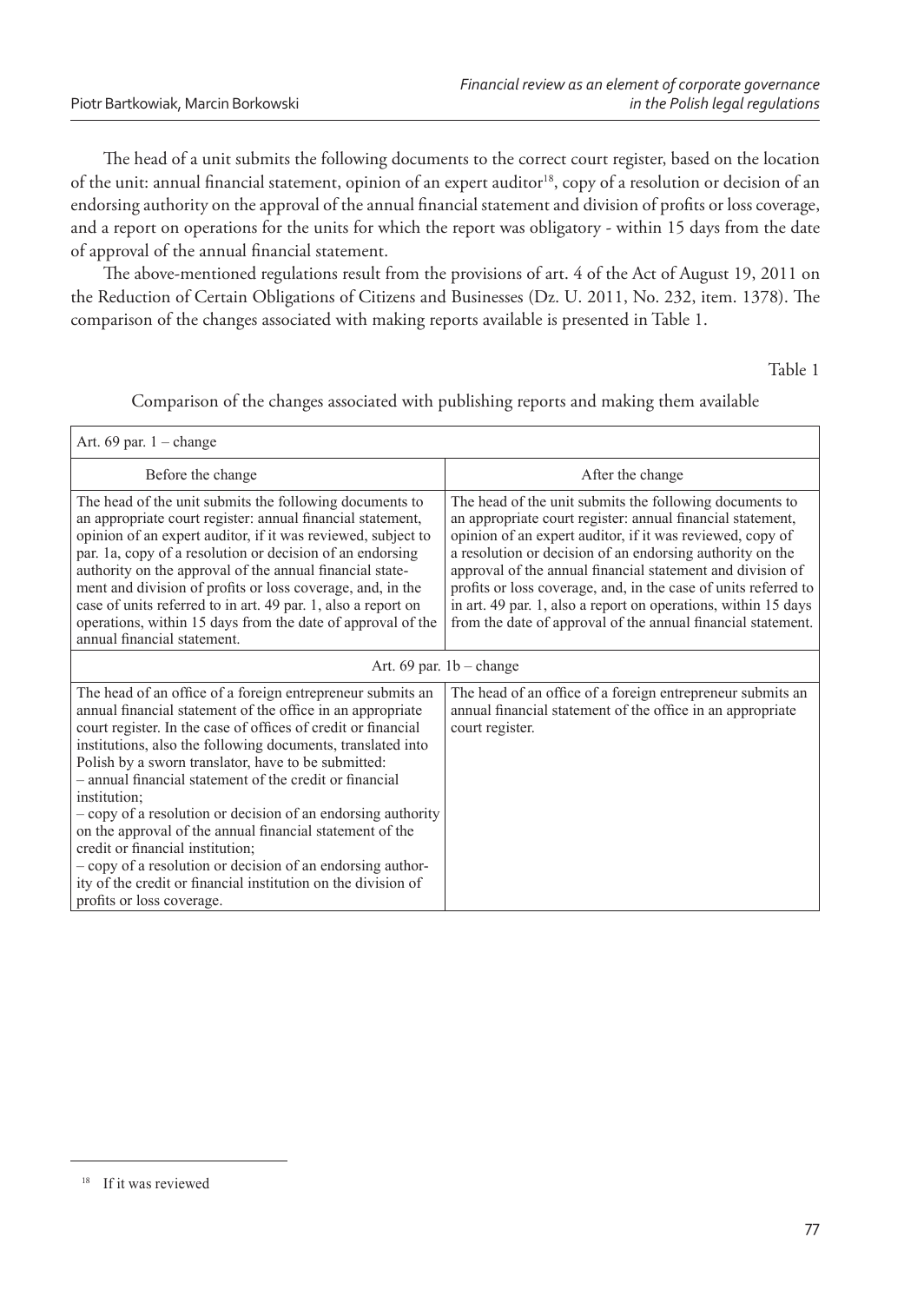The head of a unit submits the following documents to the correct court register, based on the location of the unit: annual financial statement, opinion of an expert auditor[18], copy of a resolution or decision of an endorsing authority on the approval of the annual financial statement and division of profits or loss coverage, and a report on operations for the units for which the report was obligatory - within 15 days from the date of approval of the annual financial statement.

The above-mentioned regulations result from the provisions of art. 4 of the Act of August 19, 2011 on the Reduction of Certain Obligations of Citizens and Businesses (Dz. U. 2011, No. 232, item. 1378). The comparison of the changes associated with making reports available is presented in Table 1.

Table 1

Comparison of the changes associated with publishing reports and making them available

| Art. 69 par. 1 – change | |
|---|---|
| Before the change | After the change |
| The head of the unit submits the following documents to an appropriate court register: annual financial statement, opinion of an expert auditor, if it was reviewed, subject to par. 1a, copy of a resolution or decision of an endorsing authority on the approval of the annual financial statement and division of profits or loss coverage, and, in the case of units referred to in art. 49 par. 1, also a report on operations, within 15 days from the date of approval of the annual financial statement. | The head of the unit submits the following documents to an appropriate court register: annual financial statement, opinion of an expert auditor, if it was reviewed, copy of a resolution or decision of an endorsing authority on the approval of the annual financial statement and division of profits or loss coverage, and, in the case of units referred to in art. 49 par. 1, also a report on operations, within 15 days from the date of approval of the annual financial statement. |
| Art. 69 par. 1b – change | |
| The head of an office of a foreign entrepreneur submits an annual financial statement of the office in an appropriate court register. In the case of offices of credit or financial institutions, also the following documents, translated into Polish by a sworn translator, have to be submitted:<br>– annual financial statement of the credit or financial institution;<br>– copy of a resolution or decision of an endorsing authority on the approval of the annual financial statement of the credit or financial institution;<br>– copy of a resolution or decision of an endorsing authority of the credit or financial institution on the division of profits or loss coverage. | The head of an office of a foreign entrepreneur submits an annual financial statement of the office in an appropriate court register. |

[18] If it was reviewed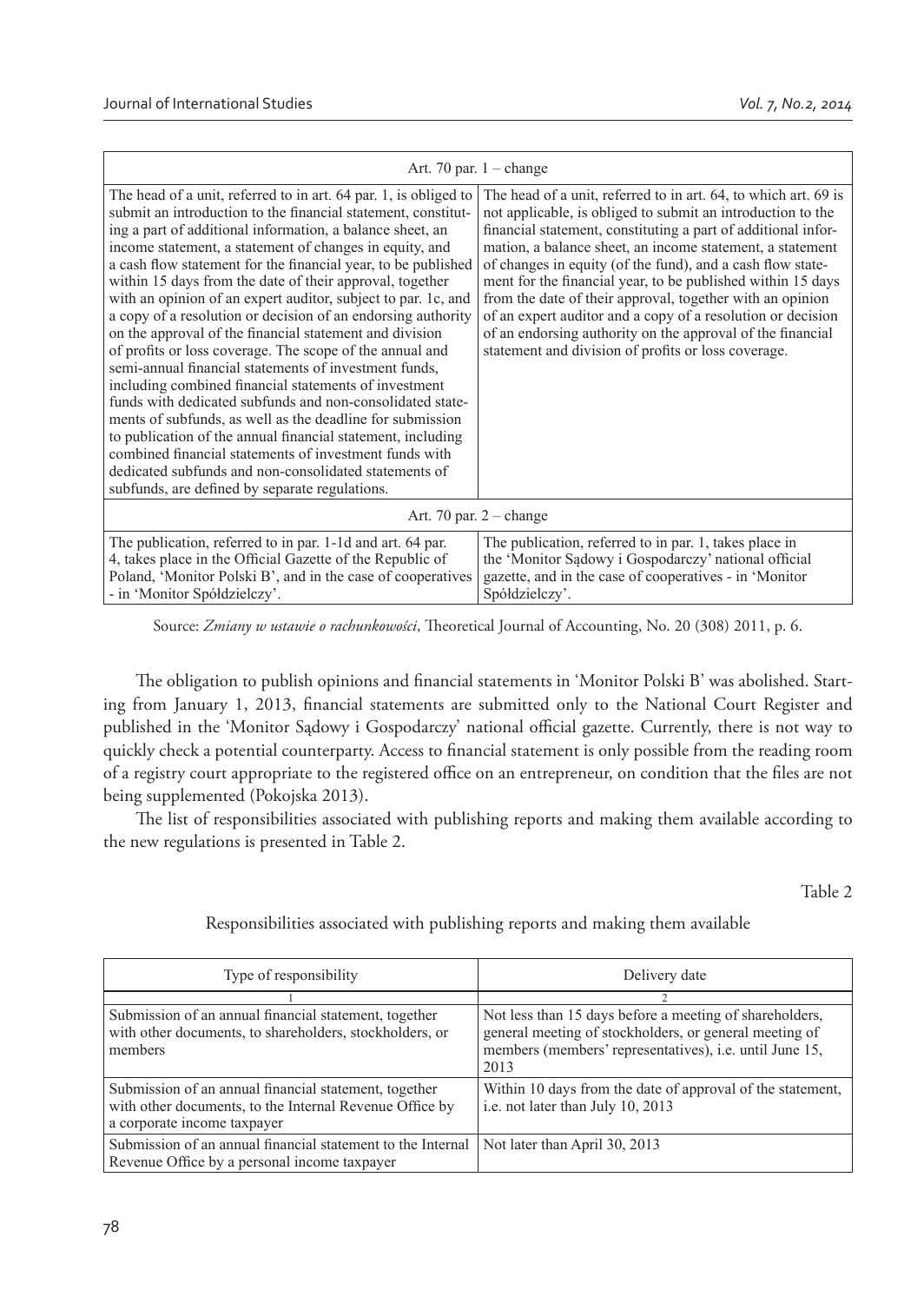| Art. 70 par. 1 – change | |
|---|---|
| The head of a unit, referred to in art. 64 par. 1, is obliged to submit an introduction to the financial statement, constituting a part of additional information, a balance sheet, an income statement, a statement of changes in equity, and a cash flow statement for the financial year, to be published within 15 days from the date of their approval, together with an opinion of an expert auditor, subject to par. 1c, and a copy of a resolution or decision of an endorsing authority on the approval of the financial statement and division of profits or loss coverage. The scope of the annual and semi-annual financial statements of investment funds, including combined financial statements of investment funds with dedicated subfunds and non-consolidated statements of subfunds, as well as the deadline for submission to publication of the annual financial statement, including combined financial statements of investment funds with dedicated subfunds and non-consolidated statements of subfunds, are defined by separate regulations. | The head of a unit, referred to in art. 64, to which art. 69 is not applicable, is obliged to submit an introduction to the financial statement, constituting a part of additional information, a balance sheet, an income statement, a statement of changes in equity (of the fund), and a cash flow statement for the financial year, to be published within 15 days from the date of their approval, together with an opinion of an expert auditor and a copy of a resolution or decision of an endorsing authority on the approval of the financial statement and division of profits or loss coverage. |
| **Art. 70 par. 2 – change** | |
| The publication, referred to in par. 1-1d and art. 64 par. 4, takes place in the Official Gazette of the Republic of Poland, 'Monitor Polski B', and in the case of cooperatives - in 'Monitor Spółdzielczy'. | The publication, referred to in par. 1, takes place in the 'Monitor Sądowy i Gospodarczy' national official gazette, and in the case of cooperatives - in 'Monitor Spółdzielczy'. |

Source: *Zmiany w ustawie o rachunkowości*, Theoretical Journal of Accounting, No. 20 (308) 2011, p. 6.

The obligation to publish opinions and financial statements in 'Monitor Polski B' was abolished. Starting from January 1, 2013, financial statements are submitted only to the National Court Register and published in the 'Monitor Sądowy i Gospodarczy' national official gazette. Currently, there is not way to quickly check a potential counterparty. Access to financial statement is only possible from the reading room of a registry court appropriate to the registered office on an entrepreneur, on condition that the files are not being supplemented (Pokojska 2013).

The list of responsibilities associated with publishing reports and making them available according to the new regulations is presented in Table 2.

Table 2

Responsibilities associated with publishing reports and making them available

| Type of responsibility | Delivery date |
|---|---|
| 1 | 2 |
| Submission of an annual financial statement, together with other documents, to shareholders, stockholders, or members | Not less than 15 days before a meeting of shareholders, general meeting of stockholders, or general meeting of members (members' representatives), i.e. until June 15, 2013 |
| Submission of an annual financial statement, together with other documents, to the Internal Revenue Office by a corporate income taxpayer | Within 10 days from the date of approval of the statement, i.e. not later than July 10, 2013 |
| Submission of an annual financial statement to the Internal Revenue Office by a personal income taxpayer | Not later than April 30, 2013 |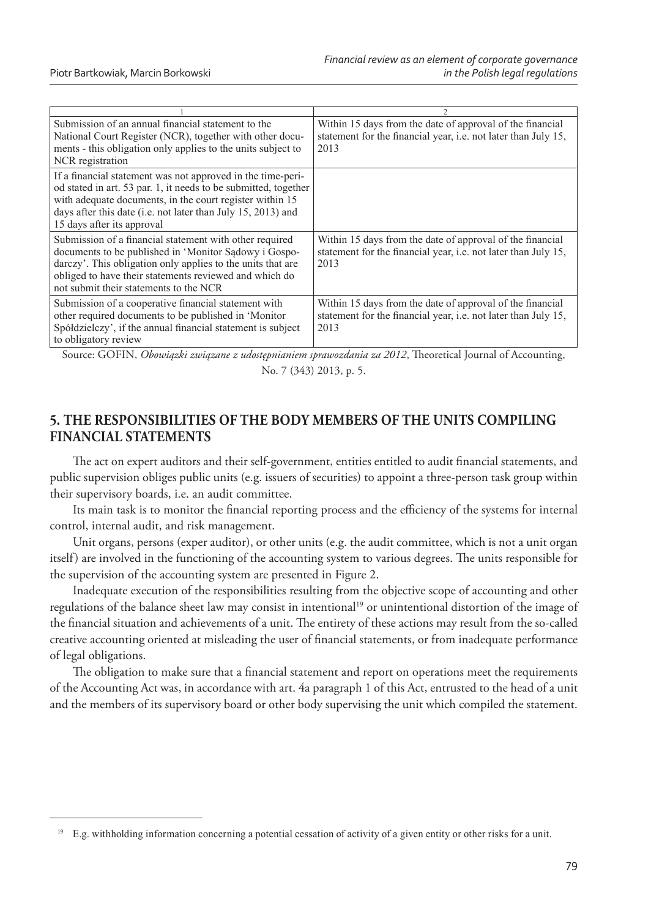| 1 | 2 |
| --- | --- |
| Submission of an annual financial statement to the National Court Register (NCR), together with other documents - this obligation only applies to the units subject to NCR registration | Within 15 days from the date of approval of the financial statement for the financial year, i.e. not later than July 15, 2013 |
| If a financial statement was not approved in the time-period stated in art. 53 par. 1, it needs to be submitted, together with adequate documents, in the court register within 15 days after this date (i.e. not later than July 15, 2013) and 15 days after its approval | |
| Submission of a financial statement with other required documents to be published in 'Monitor Sądowy i Gospodarczy'. This obligation only applies to the units that are obliged to have their statements reviewed and which do not submit their statements to the NCR | Within 15 days from the date of approval of the financial statement for the financial year, i.e. not later than July 15, 2013 |
| Submission of a cooperative financial statement with other required documents to be published in 'Monitor Spółdzielczy', if the annual financial statement is subject to obligatory review | Within 15 days from the date of approval of the financial statement for the financial year, i.e. not later than July 15, 2013 |

Source: GOFIN, *Obowiązki związane z udostępnianiem sprawozdania za 2012*, Theoretical Journal of Accounting, No. 7 (343) 2013, p. 5.

## 5. THE RESPONSIBILITIES OF THE BODY MEMBERS OF THE UNITS COMPILING FINANCIAL STATEMENTS

The act on expert auditors and their self-government, entities entitled to audit financial statements, and public supervision obliges public units (e.g. issuers of securities) to appoint a three-person task group within their supervisory boards, i.e. an audit committee.

Its main task is to monitor the financial reporting process and the efficiency of the systems for internal control, internal audit, and risk management.

Unit organs, persons (exper auditor), or other units (e.g. the audit committee, which is not a unit organ itself) are involved in the functioning of the accounting system to various degrees. The units responsible for the supervision of the accounting system are presented in Figure 2.

Inadequate execution of the responsibilities resulting from the objective scope of accounting and other regulations of the balance sheet law may consist in intentional[19] or unintentional distortion of the image of the financial situation and achievements of a unit. The entirety of these actions may result from the so-called creative accounting oriented at misleading the user of financial statements, or from inadequate performance of legal obligations.

The obligation to make sure that a financial statement and report on operations meet the requirements of the Accounting Act was, in accordance with art. 4a paragraph 1 of this Act, entrusted to the head of a unit and the members of its supervisory board or other body supervising the unit which compiled the statement.

[19] E.g. withholding information concerning a potential cessation of activity of a given entity or other risks for a unit.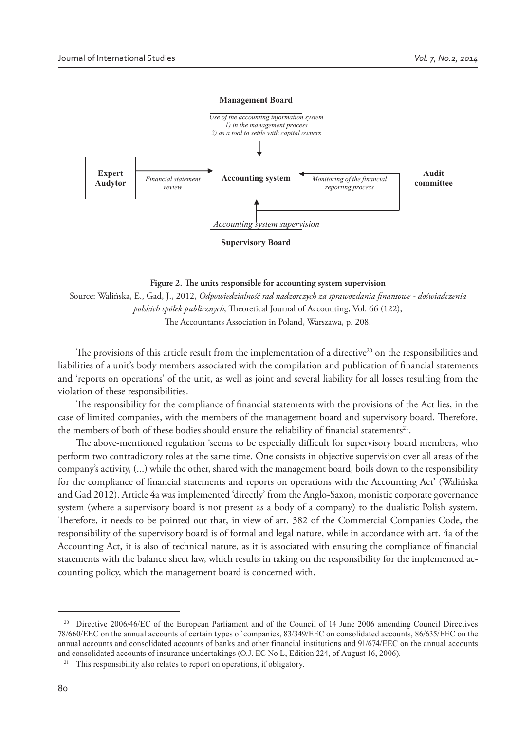**Management Board**

*Use of the accounting information system*
*1) in the management process*
*2) as a tool to settle with capital owners*

**Expert Audytor** — *Financial statement review* → **Accounting system** ← *Monitoring of the financial reporting process* — **Audit committee**

*Accounting system supervision*

**Supervisory Board**

**Figure 2. The units responsible for accounting system supervision**

Source: Walińska, E., Gad, J., 2012, *Odpowiedzialność rad nadzorczych za sprawozdania finansowe - doświadczenia polskich spółek publicznych*, Theoretical Journal of Accounting, Vol. 66 (122), The Accountants Association in Poland, Warszawa, p. 208.

The provisions of this article result from the implementation of a directive[20] on the responsibilities and liabilities of a unit's body members associated with the compilation and publication of financial statements and 'reports on operations' of the unit, as well as joint and several liability for all losses resulting from the violation of these responsibilities.

The responsibility for the compliance of financial statements with the provisions of the Act lies, in the case of limited companies, with the members of the management board and supervisory board. Therefore, the members of both of these bodies should ensure the reliability of financial statements[21].

The above-mentioned regulation 'seems to be especially difficult for supervisory board members, who perform two contradictory roles at the same time. One consists in objective supervision over all areas of the company's activity, (...) while the other, shared with the management board, boils down to the responsibility for the compliance of financial statements and reports on operations with the Accounting Act' (Walińska and Gad 2012). Article 4a was implemented 'directly' from the Anglo-Saxon, monistic corporate governance system (where a supervisory board is not present as a body of a company) to the dualistic Polish system. Therefore, it needs to be pointed out that, in view of art. 382 of the Commercial Companies Code, the responsibility of the supervisory board is of formal and legal nature, while in accordance with art. 4a of the Accounting Act, it is also of technical nature, as it is associated with ensuring the compliance of financial statements with the balance sheet law, which results in taking on the responsibility for the implemented accounting policy, which the management board is concerned with.

---

[20] Directive 2006/46/EC of the European Parliament and of the Council of 14 June 2006 amending Council Directives 78/660/EEC on the annual accounts of certain types of companies, 83/349/EEC on consolidated accounts, 86/635/EEC on the annual accounts and consolidated accounts of banks and other financial institutions and 91/674/EEC on the annual accounts and consolidated accounts of insurance undertakings (O.J. EC No L, Edition 224, of August 16, 2006).

[21] This responsibility also relates to report on operations, if obligatory.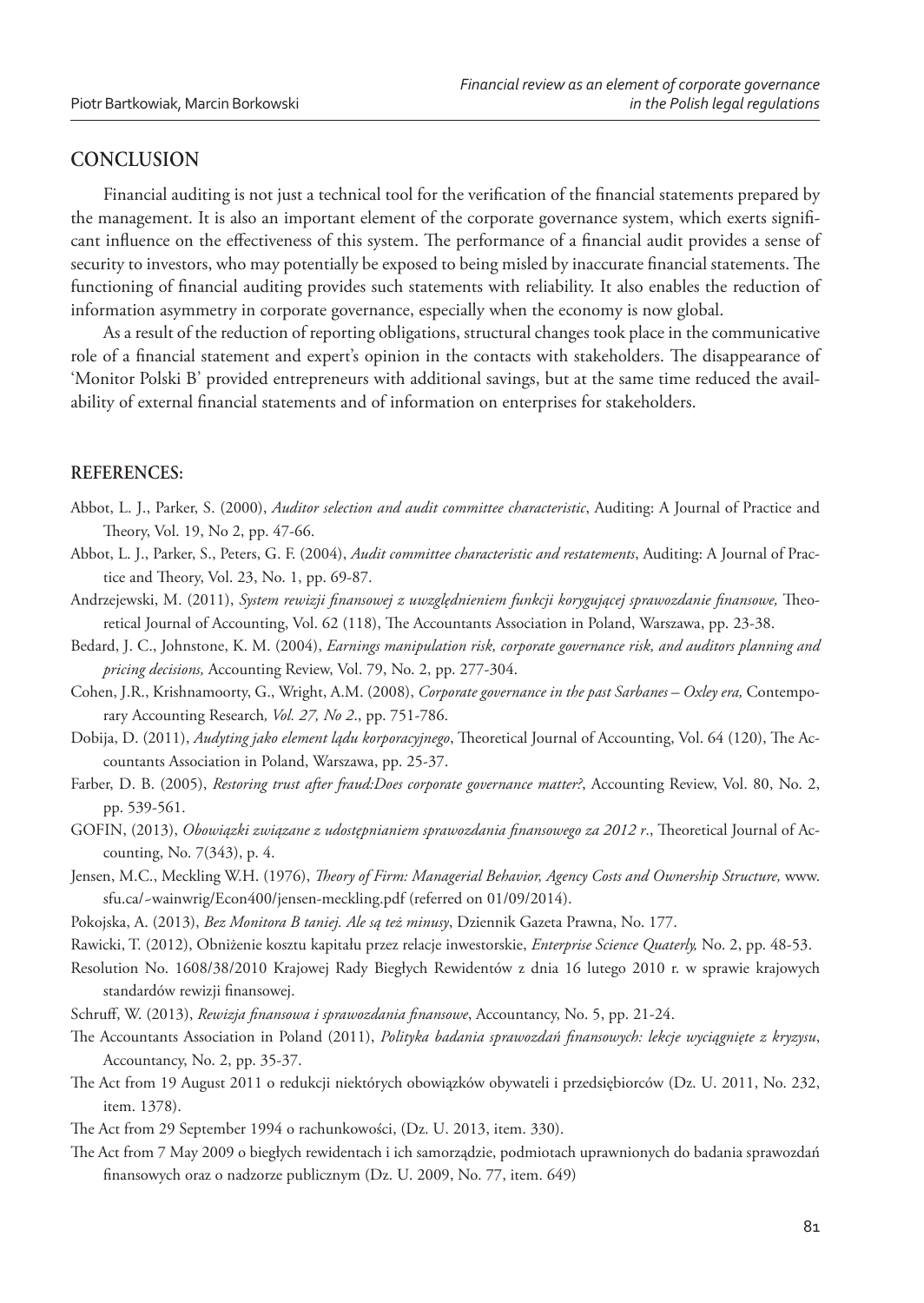## CONCLUSION

Financial auditing is not just a technical tool for the verification of the financial statements prepared by the management. It is also an important element of the corporate governance system, which exerts significant influence on the effectiveness of this system. The performance of a financial audit provides a sense of security to investors, who may potentially be exposed to being misled by inaccurate financial statements. The functioning of financial auditing provides such statements with reliability. It also enables the reduction of information asymmetry in corporate governance, especially when the economy is now global.

As a result of the reduction of reporting obligations, structural changes took place in the communicative role of a financial statement and expert's opinion in the contacts with stakeholders. The disappearance of 'Monitor Polski B' provided entrepreneurs with additional savings, but at the same time reduced the availability of external financial statements and of information on enterprises for stakeholders.

### REFERENCES:

Abbot, L. J., Parker, S. (2000), *Auditor selection and audit committee characteristic*, Auditing: A Journal of Practice and Theory, Vol. 19, No 2, pp. 47-66.

Abbot, L. J., Parker, S., Peters, G. F. (2004), *Audit committee characteristic and restatements*, Auditing: A Journal of Practice and Theory, Vol. 23, No. 1, pp. 69-87.

Andrzejewski, M. (2011), *System rewizji finansowej z uwzględnieniem funkcji korygującej sprawozdanie finansowe,* Theoretical Journal of Accounting, Vol. 62 (118), The Accountants Association in Poland, Warszawa, pp. 23-38.

Bedard, J. C., Johnstone, K. M. (2004), *Earnings manipulation risk, corporate governance risk, and auditors planning and pricing decisions,* Accounting Review, Vol. 79, No. 2, pp. 277-304.

Cohen, J.R., Krishnamoorty, G., Wright, A.M. (2008), *Corporate governance in the past Sarbanes – Oxley era,* Contemporary Accounting Research*, Vol. 27, No 2*., pp. 751-786.

Dobija, D. (2011), *Audyting jako element lądu korporacyjnego*, Theoretical Journal of Accounting, Vol. 64 (120), The Accountants Association in Poland, Warszawa, pp. 25-37.

Farber, D. B. (2005), *Restoring trust after fraud:Does corporate governance matter?*, Accounting Review, Vol. 80, No. 2, pp. 539-561.

GOFIN, (2013), *Obowiązki związane z udostępnianiem sprawozdania finansowego za 2012 r*., Theoretical Journal of Accounting, No. 7(343), p. 4.

Jensen, M.C., Meckling W.H. (1976), *Theory of Firm: Managerial Behavior, Agency Costs and Ownership Structure,* www.sfu.ca/~wainwrig/Econ400/jensen-meckling.pdf (referred on 01/09/2014).

Pokojska, A. (2013), *Bez Monitora B taniej. Ale są też minusy*, Dziennik Gazeta Prawna, No. 177.

Rawicki, T. (2012), Obniżenie kosztu kapitału przez relacje inwestorskie, *Enterprise Science Quaterly,* No. 2, pp. 48-53.

Resolution No. 1608/38/2010 Krajowej Rady Biegłych Rewidentów z dnia 16 lutego 2010 r. w sprawie krajowych standardów rewizji finansowej.

Schruff, W. (2013), *Rewizja finansowa i sprawozdania finansowe*, Accountancy, No. 5, pp. 21-24.

The Accountants Association in Poland (2011), *Polityka badania sprawozdań finansowych: lekcje wyciągnięte z kryzysu*, Accountancy, No. 2, pp. 35-37.

The Act from 19 August 2011 o redukcji niektórych obowiązków obywateli i przedsiębiorców (Dz. U. 2011, No. 232, item. 1378).

The Act from 29 September 1994 o rachunkowości, (Dz. U. 2013, item. 330).

The Act from 7 May 2009 o biegłych rewidentach i ich samorządzie, podmiotach uprawnionych do badania sprawozdań finansowych oraz o nadzorze publicznym (Dz. U. 2009, No. 77, item. 649)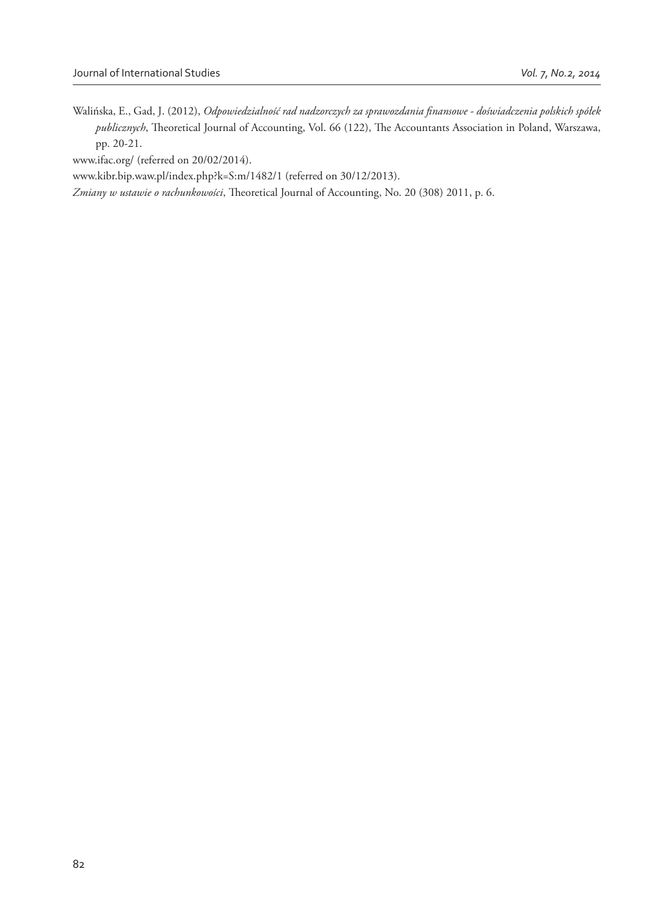Walińska, E., Gad, J. (2012), *Odpowiedzialność rad nadzorczych za sprawozdania finansowe - doświadczenia polskich spółek publicznych*, Theoretical Journal of Accounting, Vol. 66 (122), The Accountants Association in Poland, Warszawa, pp. 20-21.

www.ifac.org/ (referred on 20/02/2014).

www.kibr.bip.waw.pl/index.php?k=S:m/1482/1 (referred on 30/12/2013).

*Zmiany w ustawie o rachunkowości*, Theoretical Journal of Accounting, No. 20 (308) 2011, p. 6.